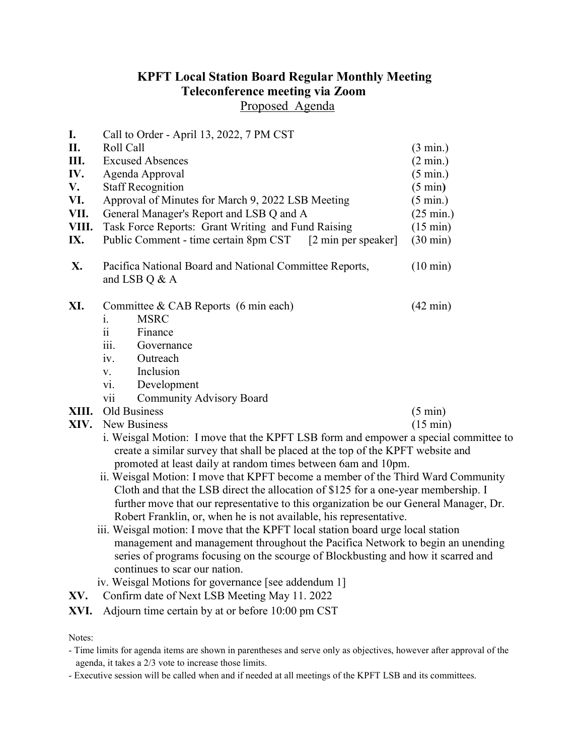# KPFT Local Station Board Regular Monthly Meeting
## Teleconference meeting via Zoom
### Proposed Agenda

| | | |
|---|---|---|
| **I.** | Call to Order - April 13, 2022, 7 PM CST | |
| **II.** | Roll Call | (3 min.) |
| **III.** | Excused Absences | (2 min.) |
| **IV.** | Agenda Approval | (5 min.) |
| **V.** | Staff Recognition | (5 min**)** |
| **VI.** | Approval of Minutes for March 9, 2022 LSB Meeting | (5 min.) |
| **VII.** | General Manager's Report and LSB Q and A | (25 min.) |
| **VIII.** | Task Force Reports: Grant Writing and Fund Raising | (15 min) |
| **IX.** | Public Comment - time certain 8pm CST [2 min per speaker] | (30 min) |
| **X.** | Pacifica National Board and National Committee Reports, and LSB Q & A | (10 min) |
| **XI.** | Committee & CAB Reports (6 min each) | (42 min) |

- i. MSRC
- ii Finance
- iii. Governance
- iv. Outreach
- v. Inclusion
- vi. Development
- vii Community Advisory Board

| | | |
|---|---|---|
| **XIII.** | Old Business | (5 min) |
| **XIV.** | New Business | (15 min) |

- i. Weisgal Motion: I move that the KPFT LSB form and empower a special committee to create a similar survey that shall be placed at the top of the KPFT website and promoted at least daily at random times between 6am and 10pm.
- ii. Weisgal Motion: I move that KPFT become a member of the Third Ward Community Cloth and that the LSB direct the allocation of $125 for a one-year membership. I further move that our representative to this organization be our General Manager, Dr. Robert Franklin, or, when he is not available, his representative.
- iii. Weisgal motion: I move that the KPFT local station board urge local station management and management throughout the Pacifica Network to begin an unending series of programs focusing on the scourge of Blockbusting and how it scarred and continues to scar our nation.
- iv. Weisgal Motions for governance [see addendum 1]

**XV.** Confirm date of Next LSB Meeting May 11. 2022

**XVI.** Adjourn time certain by at or before 10:00 pm CST

Notes:

- Time limits for agenda items are shown in parentheses and serve only as objectives, however after approval of the agenda, it takes a 2/3 vote to increase those limits.
- Executive session will be called when and if needed at all meetings of the KPFT LSB and its committees.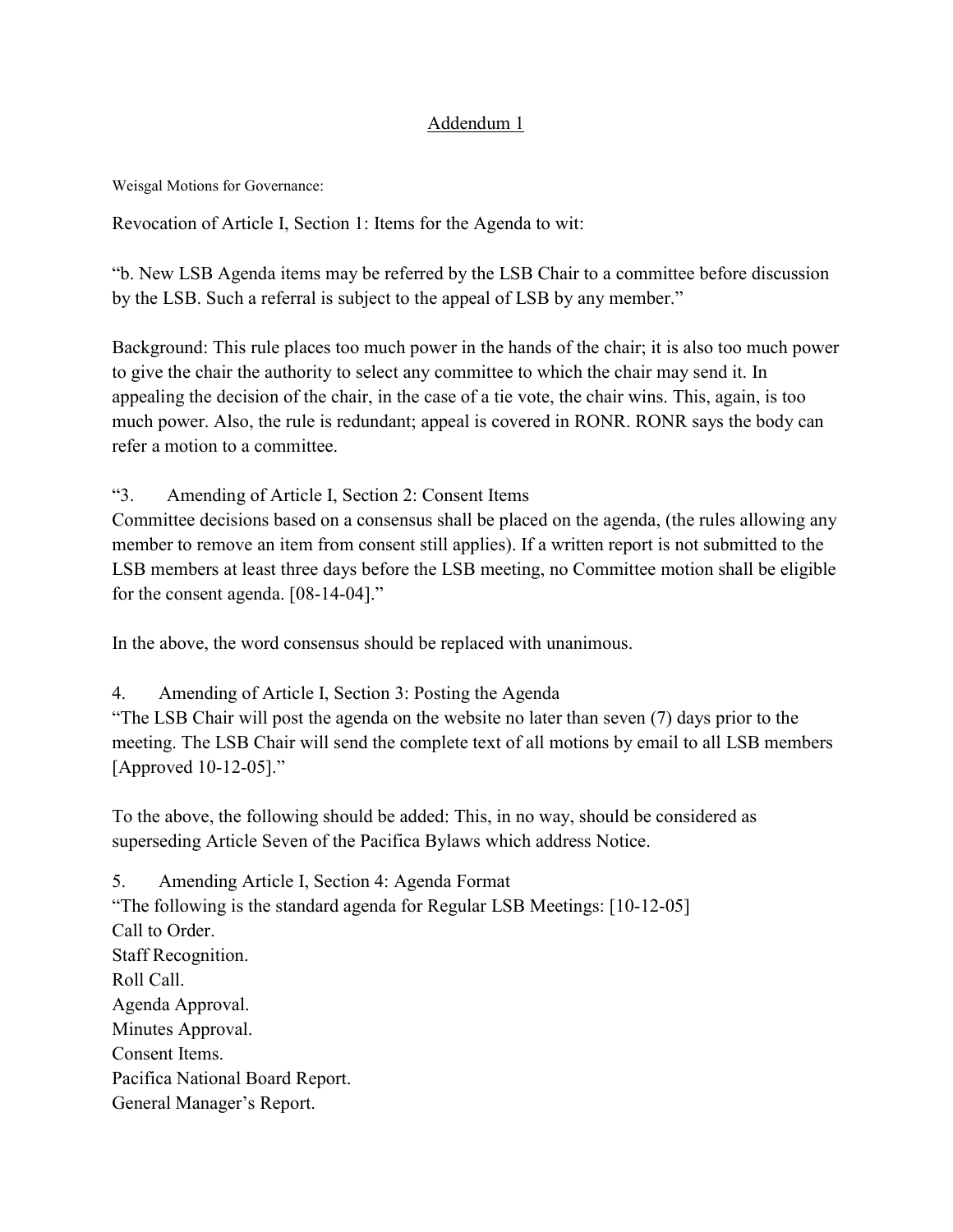## Addendum 1

Weisgal Motions for Governance:

Revocation of Article I, Section 1: Items for the Agenda to wit:

"b. New LSB Agenda items may be referred by the LSB Chair to a committee before discussion by the LSB. Such a referral is subject to the appeal of LSB by any member."

Background: This rule places too much power in the hands of the chair; it is also too much power to give the chair the authority to select any committee to which the chair may send it. In appealing the decision of the chair, in the case of a tie vote, the chair wins. This, again, is too much power. Also, the rule is redundant; appeal is covered in RONR. RONR says the body can refer a motion to a committee.

"3. Amending of Article I, Section 2: Consent Items
Committee decisions based on a consensus shall be placed on the agenda, (the rules allowing any member to remove an item from consent still applies). If a written report is not submitted to the LSB members at least three days before the LSB meeting, no Committee motion shall be eligible for the consent agenda. [08-14-04]."

In the above, the word consensus should be replaced with unanimous.

4. Amending of Article I, Section 3: Posting the Agenda
"The LSB Chair will post the agenda on the website no later than seven (7) days prior to the meeting. The LSB Chair will send the complete text of all motions by email to all LSB members [Approved 10-12-05]."

To the above, the following should be added: This, in no way, should be considered as superseding Article Seven of the Pacifica Bylaws which address Notice.

5. Amending Article I, Section 4: Agenda Format
"The following is the standard agenda for Regular LSB Meetings: [10-12-05]
Call to Order.
Staff Recognition.
Roll Call.
Agenda Approval.
Minutes Approval.
Consent Items.
Pacifica National Board Report.
General Manager's Report.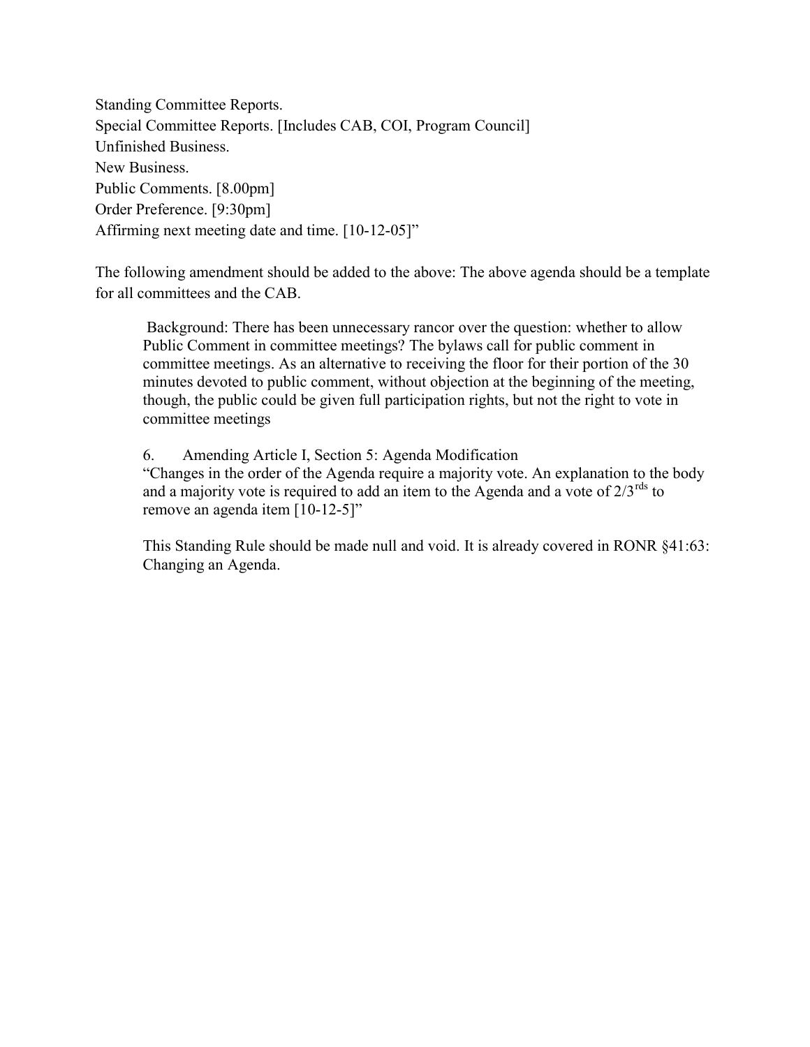Standing Committee Reports.
Special Committee Reports. [Includes CAB, COI, Program Council]
Unfinished Business.
New Business.
Public Comments. [8.00pm]
Order Preference. [9:30pm]
Affirming next meeting date and time. [10-12-05]"

The following amendment should be added to the above: The above agenda should be a template for all committees and the CAB.

> Background: There has been unnecessary rancor over the question: whether to allow Public Comment in committee meetings? The bylaws call for public comment in committee meetings. As an alternative to receiving the floor for their portion of the 30 minutes devoted to public comment, without objection at the beginning of the meeting, though, the public could be given full participation rights, but not the right to vote in committee meetings
>
> 6. Amending Article I, Section 5: Agenda Modification
> "Changes in the order of the Agenda require a majority vote. An explanation to the body and a majority vote is required to add an item to the Agenda and a vote of 2/3rds to remove an agenda item [10-12-5]"
>
> This Standing Rule should be made null and void. It is already covered in RONR §41:63: Changing an Agenda.